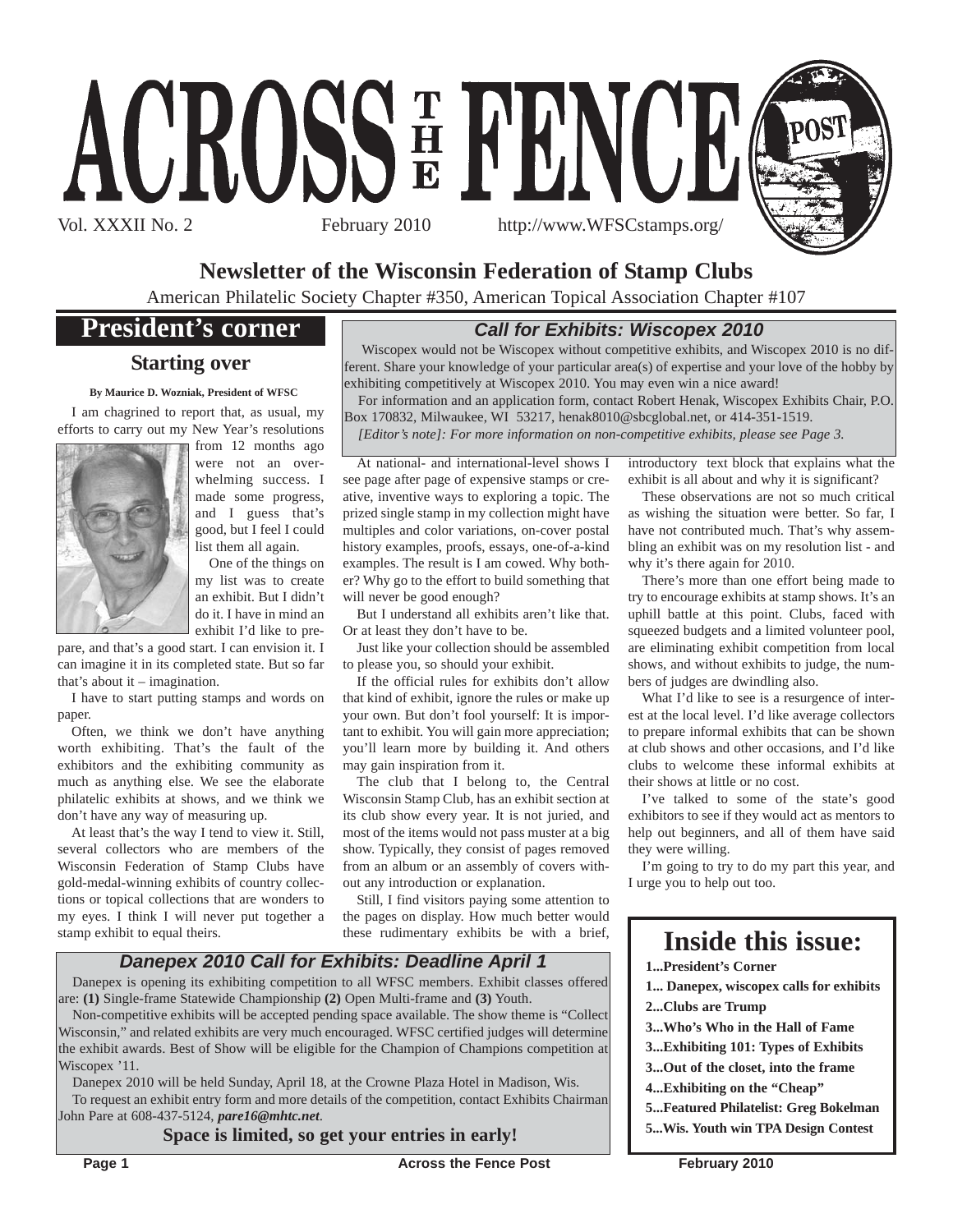# ACROSS THE FENCE POST

Vol. XXXII No. 2 February 2010 http://www.WFSCstamps.org/

## Newsletter of the Wisconsin Federation of Stamp Clubs

American Philatelic Society Chapter #350, American Topical Association Chapter #107

## President's corner

### Starting over

**By Maurice D. Wozniak, President of WFSC**

I am chagrined to report that, as usual, my efforts to carry out my New Year's resolutions from 12 months ago were not an overwhelming success. I made some progress, and I guess that's good, but I feel I could list them all again.

One of the things on my list was to create an exhibit. But I didn't do it. I have in mind an exhibit I'd like to prepare, and that's a good start. I can envision it. I can imagine it in its completed state. But so far that's about it – imagination.

I have to start putting stamps and words on paper.

Often, we think we don't have anything worth exhibiting. That's the fault of the exhibitors and the exhibiting community as much as anything else. We see the elaborate philatelic exhibits at shows, and we think we don't have any way of measuring up.

At least that's the way I tend to view it. Still, several collectors who are members of the Wisconsin Federation of Stamp Clubs have gold-medal-winning exhibits of country collections or topical collections that are wonders to my eyes. I think I will never put together a stamp exhibit to equal theirs.

At national- and international-level shows I see page after page of expensive stamps or creative, inventive ways to exploring a topic. The prized single stamp in my collection might have multiples and color variations, on-cover postal history examples, proofs, essays, one-of-a-kind examples. The result is I am cowed. Why bother? Why go to the effort to build something that will never be good enough?

But I understand all exhibits aren't like that. Or at least they don't have to be.

Just like your collection should be assembled to please you, so should your exhibit.

If the official rules for exhibits don't allow that kind of exhibit, ignore the rules or make up your own. But don't fool yourself: It is important to exhibit. You will gain more appreciation; you'll learn more by building it. And others may gain inspiration from it.

The club that I belong to, the Central Wisconsin Stamp Club, has an exhibit section at its club show every year. It is not juried, and most of the items would not pass muster at a big show. Typically, they consist of pages removed from an album or an assembly of covers without any introduction or explanation.

Still, I find visitors paying some attention to the pages on display. How much better would these rudimentary exhibits be with a brief, introductory text block that explains what the exhibit is all about and why it is significant?

These observations are not so much critical as wishing the situation were better. So far, I have not contributed much. That's why assembling an exhibit was on my resolution list - and why it's there again for 2010.

There's more than one effort being made to try to encourage exhibits at stamp shows. It's an uphill battle at this point. Clubs, faced with squeezed budgets and a limited volunteer pool, are eliminating exhibit competition from local shows, and without exhibits to judge, the numbers of judges are dwindling also.

What I'd like to see is a resurgence of interest at the local level. I'd like average collectors to prepare informal exhibits that can be shown at club shows and other occasions, and I'd like clubs to welcome these informal exhibits at their shows at little or no cost.

I've talked to some of the state's good exhibitors to see if they would act as mentors to help out beginners, and all of them have said they were willing.

I'm going to try to do my part this year, and I urge you to help out too.

### *Call for Exhibits: Wiscopex 2010*

Wiscopex would not be Wiscopex without competitive exhibits, and Wiscopex 2010 is no different. Share your knowledge of your particular area(s) of expertise and your love of the hobby by exhibiting competitively at Wiscopex 2010. You may even win a nice award!

For information and an application form, contact Robert Henak, Wiscopex Exhibits Chair, P.O. Box 170832, Milwaukee, WI 53217, henak8010@sbcglobal.net, or 414-351-1519.

*[Editor's note]: For more information on non-competitive exhibits, please see Page 3.*

### *Danepex 2010 Call for Exhibits: Deadline April 1*

Danepex is opening its exhibiting competition to all WFSC members. Exhibit classes offered are: **(1)** Single-frame Statewide Championship **(2)** Open Multi-frame and **(3)** Youth.

Non-competitive exhibits will be accepted pending space available. The show theme is "Collect Wisconsin," and related exhibits are very much encouraged. WFSC certified judges will determine the exhibit awards. Best of Show will be eligible for the Champion of Champions competition at Wiscopex '11.

Danepex 2010 will be held Sunday, April 18, at the Crowne Plaza Hotel in Madison, Wis.

To request an exhibit entry form and more details of the competition, contact Exhibits Chairman John Pare at 608-437-5124, ***pare16@mhtc.net***.

**Space is limited, so get your entries in early!**

## Inside this issue:

**1...President's Corner**
**1... Danepex, wiscopex calls for exhibits**
**2...Clubs are Trump**
**3...Who's Who in the Hall of Fame**
**3...Exhibiting 101: Types of Exhibits**
**3...Out of the closet, into the frame**
**4...Exhibiting on the "Cheap"**
**5...Featured Philatelist: Greg Bokelman**
**5...Wis. Youth win TPA Design Contest**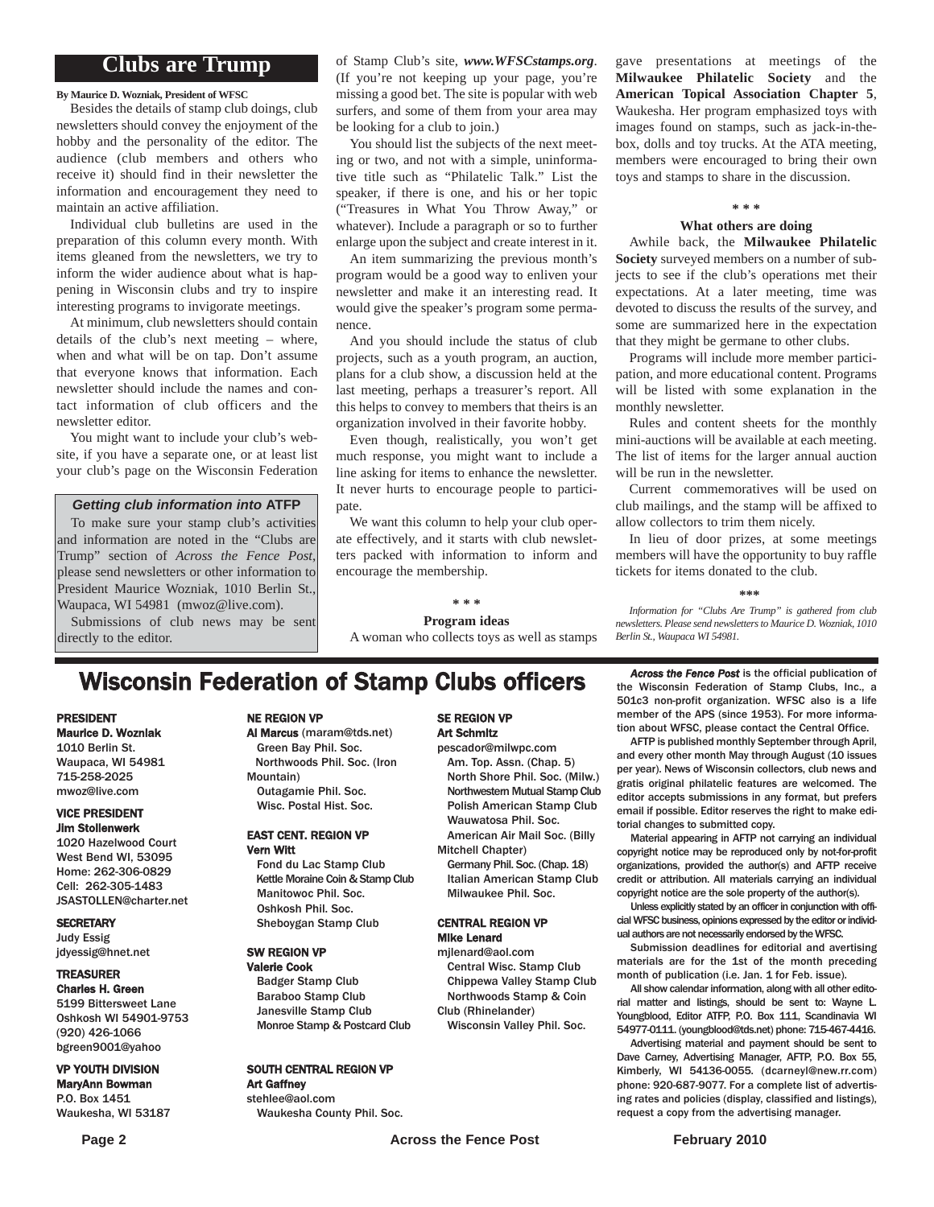# Clubs are Trump

**By Maurice D. Wozniak, President of WFSC**

Besides the details of stamp club doings, club newsletters should convey the enjoyment of the hobby and the personality of the editor. The audience (club members and others who receive it) should find in their newsletter the information and encouragement they need to maintain an active affiliation.

Individual club bulletins are used in the preparation of this column every month. With items gleaned from the newsletters, we try to inform the wider audience about what is happening in Wisconsin clubs and try to inspire interesting programs to invigorate meetings.

At minimum, club newsletters should contain details of the club's next meeting – where, when and what will be on tap. Don't assume that everyone knows that information. Each newsletter should include the names and contact information of club officers and the newsletter editor.

You might want to include your club's website, if you have a separate one, or at least list your club's page on the Wisconsin Federation of Stamp Club's site, ***www.WFSCstamps.org***. (If you're not keeping up your page, you're missing a good bet. The site is popular with web surfers, and some of them from your area may be looking for a club to join.)

You should list the subjects of the next meeting or two, and not with a simple, uninformative title such as "Philatelic Talk." List the speaker, if there is one, and his or her topic ("Treasures in What You Throw Away," or whatever). Include a paragraph or so to further enlarge upon the subject and create interest in it.

An item summarizing the previous month's program would be a good way to enliven your newsletter and make it an interesting read. It would give the speaker's program some permanence.

And you should include the status of club projects, such as a youth program, an auction, plans for a club show, a discussion held at the last meeting, perhaps a treasurer's report. All this helps to convey to members that theirs is an organization involved in their favorite hobby.

Even though, realistically, you won't get much response, you might want to include a line asking for items to enhance the newsletter. It never hurts to encourage people to participate.

We want this column to help your club operate effectively, and it starts with club newsletters packed with information to inform and encourage the membership.

\* \* \*

**Program ideas**

A woman who collects toys as well as stamps gave presentations at meetings of the **Milwaukee Philatelic Society** and the **American Topical Association Chapter 5**, Waukesha. Her program emphasized toys with images found on stamps, such as jack-in-the-box, dolls and toy trucks. At the ATA meeting, members were encouraged to bring their own toys and stamps to share in the discussion.

\* \* \*

**What others are doing**

Awhile back, the **Milwaukee Philatelic Society** surveyed members on a number of subjects to see if the club's operations met their expectations. At a later meeting, time was devoted to discuss the results of the survey, and some are summarized here in the expectation that they might be germane to other clubs.

Programs will include more member participation, and more educational content. Programs will be listed with some explanation in the monthly newsletter.

Rules and content sheets for the monthly mini-auctions will be available at each meeting. The list of items for the larger annual auction will be run in the newsletter.

Current commemoratives will be used on club mailings, and the stamp will be affixed to allow collectors to trim them nicely.

In lieu of door prizes, at some meetings members will have the opportunity to buy raffle tickets for items donated to the club.

\*\*\*

*Information for "Clubs Are Trump" is gathered from club newsletters. Please send newsletters to Maurice D. Wozniak, 1010 Berlin St., Waupaca WI 54981.*

### *Getting club information into* ATFP

To make sure your stamp club's activities and information are noted in the "Clubs are Trump" section of *Across the Fence Post*, please send newsletters or other information to President Maurice Wozniak, 1010 Berlin St., Waupaca, WI 54981 (mwoz@live.com).

Submissions of club news may be sent directly to the editor.

# Wisconsin Federation of Stamp Clubs officers

**PRESIDENT**
**Maurice D. Wozniak**
1010 Berlin St.
Waupaca, WI 54981
715-258-2025
mwoz@live.com

**VICE PRESIDENT**
**Jim Stollenwerk**
1020 Hazelwood Court
West Bend WI, 53095
Home: 262-306-0829
Cell: 262-305-1483
JSASTOLLEN@charter.net

**SECRETARY**
Judy Essig
jdyessig@hnet.net

**TREASURER**
**Charles H. Green**
5199 Bittersweet Lane
Oshkosh WI 54901-9753
(920) 426-1066
bgreen9001@yahoo

**VP YOUTH DIVISION**
**MaryAnn Bowman**
P.O. Box 1451
Waukesha, WI 53187

**NE REGION VP**
**Al Marcus** (maram@tds.net)
Green Bay Phil. Soc.
Northwoods Phil. Soc. (Iron Mountain)
Outagamie Phil. Soc.
Wisc. Postal Hist. Soc.

**EAST CENT. REGION VP**
**Vern Witt**
Fond du Lac Stamp Club
Kettle Moraine Coin & Stamp Club
Manitowoc Phil. Soc.
Oshkosh Phil. Soc.
Sheboygan Stamp Club

**SW REGION VP**
**Valerie Cook**
Badger Stamp Club
Baraboo Stamp Club
Janesville Stamp Club
Monroe Stamp & Postcard Club

**SOUTH CENTRAL REGION VP**
**Art Gaffney**
stehlee@aol.com
Waukesha County Phil. Soc.

**SE REGION VP**
**Art Schmitz**
pescador@milwpc.com
Am. Top. Assn. (Chap. 5)
North Shore Phil. Soc. (Milw.)
Northwestern Mutual Stamp Club
Polish American Stamp Club
Wauwatosa Phil. Soc.
American Air Mail Soc. (Billy Mitchell Chapter)
Germany Phil. Soc. (Chap. 18)
Italian American Stamp Club
Milwaukee Phil. Soc.

**CENTRAL REGION VP**
**Mike Lenard**
mjlenard@aol.com
Central Wisc. Stamp Club
Chippewa Valley Stamp Club
Northwoods Stamp & Coin Club (Rhinelander)
Wisconsin Valley Phil. Soc.

***Across the Fence Post*** is the official publication of the Wisconsin Federation of Stamp Clubs, Inc., a 501c3 non-profit organization. WFSC also is a life member of the APS (since 1953). For more information about WFSC, please contact the Central Office.

AFTP is published monthly September through April, and every other month May through August (10 issues per year). News of Wisconsin collectors, club news and gratis original philatelic features are welcomed. The editor accepts submissions in any format, but prefers email if possible. Editor reserves the right to make editorial changes to submitted copy.

Material appearing in AFTP not carrying an individual copyright notice may be reproduced only by not-for-profit organizations, provided the author(s) and AFTP receive credit or attribution. All materials carrying an individual copyright notice are the sole property of the author(s).

Unless explicitly stated by an officer in conjunction with official WFSC business, opinions expressed by the editor or individual authors are not necessarily endorsed by the WFSC.

Submission deadlines for editorial and avertising materials are for the 1st of the month preceding month of publication (i.e. Jan. 1 for Feb. issue).

All show calendar information, along with all other editorial matter and listings, should be sent to: Wayne L. Youngblood, Editor ATFP, P.O. Box 111, Scandinavia WI 54977-0111. (youngblood@tds.net) phone: 715-467-4416.

Advertising material and payment should be sent to Dave Carney, Advertising Manager, AFTP, P.O. Box 55, Kimberly, WI 54136-0055. (dcarneyl@new.rr.com) phone: 920-687-9077. For a complete list of advertising rates and policies (display, classified and listings), request a copy from the advertising manager.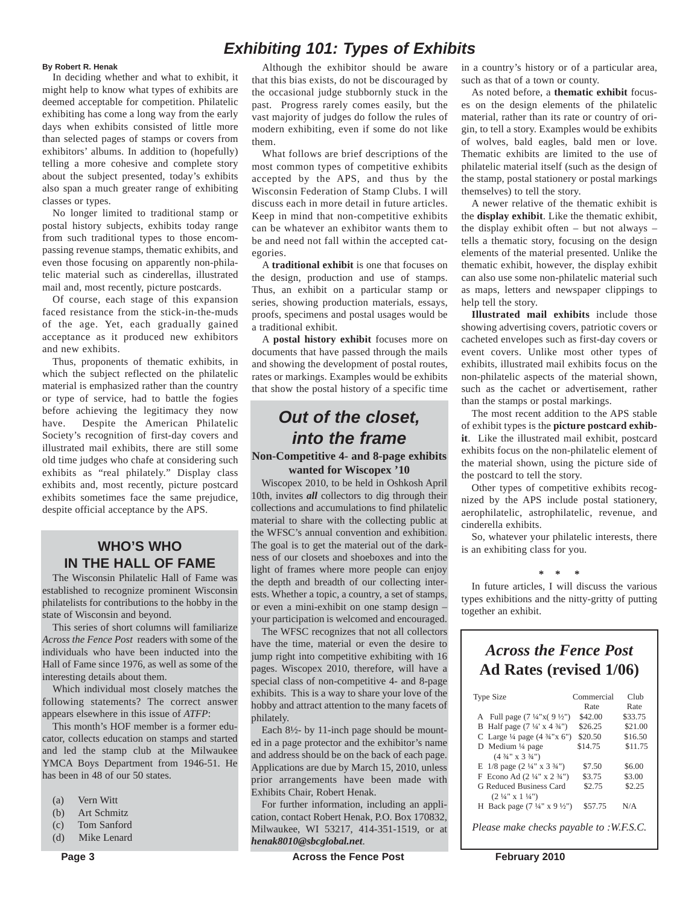# Exhibiting 101: Types of Exhibits

**By Robert R. Henak**

In deciding whether and what to exhibit, it might help to know what types of exhibits are deemed acceptable for competition. Philatelic exhibiting has come a long way from the early days when exhibits consisted of little more than selected pages of stamps or covers from exhibitors' albums. In addition to (hopefully) telling a more cohesive and complete story about the subject presented, today's exhibits also span a much greater range of exhibiting classes or types.

No longer limited to traditional stamp or postal history subjects, exhibits today range from such traditional types to those encompassing revenue stamps, thematic exhibits, and even those focusing on apparently non-philatelic material such as cinderellas, illustrated mail and, most recently, picture postcards.

Of course, each stage of this expansion faced resistance from the stick-in-the-muds of the age. Yet, each gradually gained acceptance as it produced new exhibitors and new exhibits.

Thus, proponents of thematic exhibits, in which the subject reflected on the philatelic material is emphasized rather than the country or type of service, had to battle the fogies before achieving the legitimacy they now have. Despite the American Philatelic Society's recognition of first-day covers and illustrated mail exhibits, there are still some old time judges who chafe at considering such exhibits as "real philately." Display class exhibits and, most recently, picture postcard exhibits sometimes face the same prejudice, despite official acceptance by the APS.

Although the exhibitor should be aware that this bias exists, do not be discouraged by the occasional judge stubbornly stuck in the past. Progress rarely comes easily, but the vast majority of judges do follow the rules of modern exhibiting, even if some do not like them.

What follows are brief descriptions of the most common types of competitive exhibits accepted by the APS, and thus by the Wisconsin Federation of Stamp Clubs. I will discuss each in more detail in future articles. Keep in mind that non-competitive exhibits can be whatever an exhibitor wants them to be and need not fall within the accepted categories.

A **traditional exhibit** is one that focuses on the design, production and use of stamps. Thus, an exhibit on a particular stamp or series, showing production materials, essays, proofs, specimens and postal usages would be a traditional exhibit.

A **postal history exhibit** focuses more on documents that have passed through the mails and showing the development of postal routes, rates or markings. Examples would be exhibits that show the postal history of a specific time in a country's history or of a particular area, such as that of a town or county.

As noted before, a **thematic exhibit** focuses on the design elements of the philatelic material, rather than its rate or country of origin, to tell a story. Examples would be exhibits of wolves, bald eagles, bald men or love. Thematic exhibits are limited to the use of philatelic material itself (such as the design of the stamp, postal stationery or postal markings themselves) to tell the story.

A newer relative of the thematic exhibit is the **display exhibit**. Like the thematic exhibit, the display exhibit often – but not always – tells a thematic story, focusing on the design elements of the material presented. Unlike the thematic exhibit, however, the display exhibit can also use some non-philatelic material such as maps, letters and newspaper clippings to help tell the story.

**Illustrated mail exhibits** include those showing advertising covers, patriotic covers or cacheted envelopes such as first-day covers or event covers. Unlike most other types of exhibits, illustrated mail exhibits focus on the non-philatelic aspects of the material shown, such as the cachet or advertisement, rather than the stamps or postal markings.

The most recent addition to the APS stable of exhibit types is the **picture postcard exhibit**. Like the illustrated mail exhibit, postcard exhibits focus on the non-philatelic element of the material shown, using the picture side of the postcard to tell the story.

Other types of competitive exhibits recognized by the APS include postal stationery, aerophilatelic, astrophilatelic, revenue, and cinderella exhibits.

So, whatever your philatelic interests, there is an exhibiting class for you.

\* \* \*

In future articles, I will discuss the various types exhibitions and the nitty-gritty of putting together an exhibit.

## WHO'S WHO IN THE HALL OF FAME

The Wisconsin Philatelic Hall of Fame was established to recognize prominent Wisconsin philatelists for contributions to the hobby in the state of Wisconsin and beyond.

This series of short columns will familiarize *Across the Fence Post* readers with some of the individuals who have been inducted into the Hall of Fame since 1976, as well as some of the interesting details about them.

Which individual most closely matches the following statements? The correct answer appears elsewhere in this issue of *ATFP*:

This month's HOF member is a former educator, collects education on stamps and started and led the stamp club at the Milwaukee YMCA Boys Department from 1946-51. He has been in 48 of our 50 states.

(a) Vern Witt
(b) Art Schmitz
(c) Tom Sanford
(d) Mike Lenard

## Out of the closet, into the frame

### Non-Competitive 4- and 8-page exhibits wanted for Wiscopex '10

Wiscopex 2010, to be held in Oshkosh April 10th, invites ***all*** collectors to dig through their collections and accumulations to find philatelic material to share with the collecting public at the WFSC's annual convention and exhibition. The goal is to get the material out of the darkness of our closets and shoeboxes and into the light of frames where more people can enjoy the depth and breadth of our collecting interests. Whether a topic, a country, a set of stamps, or even a mini-exhibit on one stamp design – your participation is welcomed and encouraged.

The WFSC recognizes that not all collectors have the time, material or even the desire to jump right into competitive exhibiting with 16 pages. Wiscopex 2010, therefore, will have a special class of non-competitive 4- and 8-page exhibits. This is a way to share your love of the hobby and attract attention to the many facets of philately.

Each 8½- by 11-inch page should be mounted in a page protector and the exhibitor's name and address should be on the back of each page. Applications are due by March 15, 2010, unless prior arrangements have been made with Exhibits Chair, Robert Henak.

For further information, including an application, contact Robert Henak, P.O. Box 170832, Milwaukee, WI 53217, 414-351-1519, or at ***henak8010@sbcglobal.net***.

## *Across the Fence Post* Ad Rates (revised 1/06)

| Type Size | Commercial Rate | Club Rate |
|---|---|---|
| A Full page (7 ¼"x( 9 ½") | $42.00 | $33.75 |
| B Half page (7 ¼' x 4 ¾") | $26.25 | $21.00 |
| C Large ¼ page (4 ¾"x 6") | $20.50 | $16.50 |
| D Medium ¼ page (4 ¾" x 3 ¾") | $14.75 | $11.75 |
| E 1/8 page (2 ¼" x 3 ¾") | $7.50 | $6.00 |
| F Econo Ad (2 ¼" x 2 ¾") | $3.75 | $3.00 |
| G Reduced Business Card (2 ¼" x 1 ¼") | $2.75 | $2.25 |
| H Back page (7 ¼" x 9 ½") | $57.75 | N/A |

*Please make checks payable to :W.F.S.C.*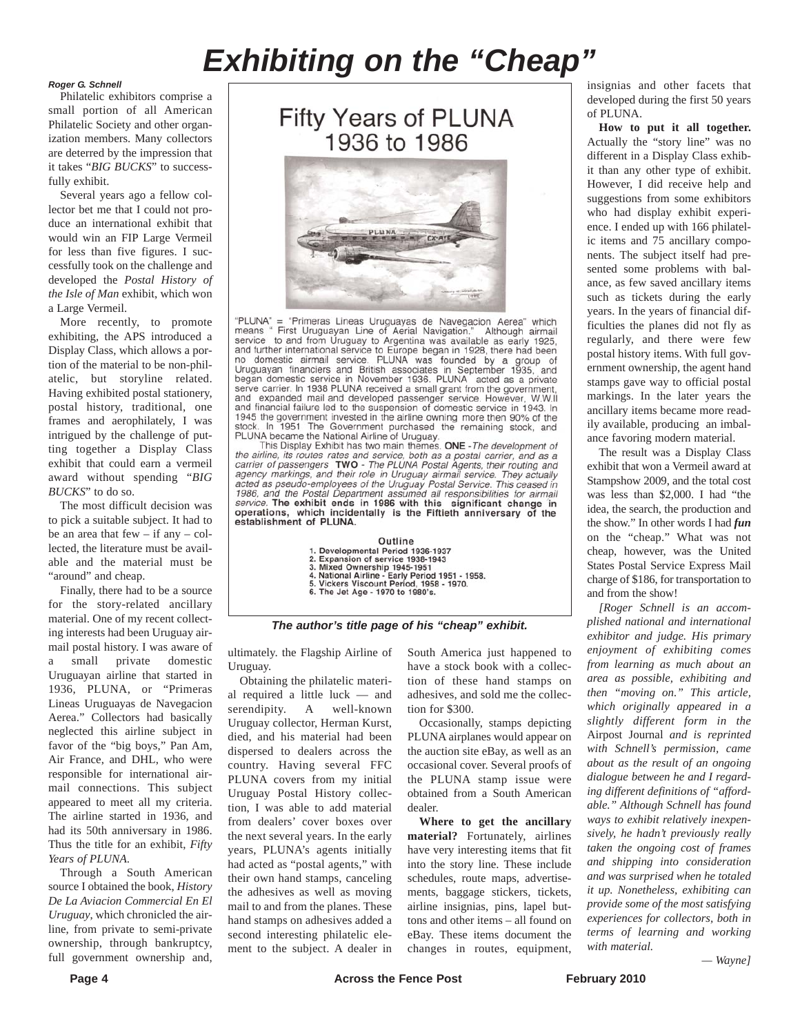# Exhibiting on the "Cheap"

***Roger G. Schnell***

Philatelic exhibitors comprise a small portion of all American Philatelic Society and other organization members. Many collectors are deterred by the impression that it takes "*BIG BUCKS*" to successfully exhibit.

Several years ago a fellow collector bet me that I could not produce an international exhibit that would win an FIP Large Vermeil for less than five figures. I successfully took on the challenge and developed the *Postal History of the Isle of Man* exhibit, which won a Large Vermeil.

More recently, to promote exhibiting, the APS introduced a Display Class, which allows a portion of the material to be non-philatelic, but storyline related. Having exhibited postal stationery, postal history, traditional, one frames and aerophilately, I was intrigued by the challenge of putting together a Display Class exhibit that could earn a vermeil award without spending "*BIG BUCKS*" to do so.

The most difficult decision was to pick a suitable subject. It had to be an area that few – if any – collected, the literature must be available and the material must be "around" and cheap.

Finally, there had to be a source for the story-related ancillary material. One of my recent collecting interests had been Uruguay airmail postal history. I was aware of a small private domestic Uruguayan airline that started in 1936, PLUNA, or "Primeras Lineas Uruguayas de Navegacion Aerea." Collectors had basically neglected this airline subject in favor of the "big boys," Pan Am, Air France, and DHL, who were responsible for international airmail connections. This subject appeared to meet all my criteria. The airline started in 1936, and had its 50th anniversary in 1986. Thus the title for an exhibit, *Fifty Years of PLUNA*.

Through a South American source I obtained the book, *History De La Aviacion Commercial En El Uruguay*, which chronicled the airline, from private to semi-private ownership, through bankruptcy, full government ownership and, ultimately. the Flagship Airline of Uruguay.

Obtaining the philatelic material required a little luck — and serendipity. A well-known Uruguay collector, Herman Kurst, died, and his material had been dispersed to dealers across the country. Having several FFC PLUNA covers from my initial Uruguay Postal History collection, I was able to add material from dealers' cover boxes over the next several years. In the early years, PLUNA's agents initially had acted as "postal agents," with their own hand stamps, canceling the adhesives as well as moving mail to and from the planes. These hand stamps on adhesives added a second interesting philatelic element to the subject. A dealer in South America just happened to have a stock book with a collection of these hand stamps on adhesives, and sold me the collection for $300.

Occasionally, stamps depicting PLUNA airplanes would appear on the auction site eBay, as well as an occasional cover. Several proofs of the PLUNA stamp issue were obtained from a South American dealer.

**Where to get the ancillary material?** Fortunately, airlines have very interesting items that fit into the story line. These include schedules, route maps, advertisements, baggage stickers, tickets, airline insignias, pins, lapel buttons and other items – all found on eBay. These items document the changes in routes, equipment, insignias and other facets that developed during the first 50 years of PLUNA.

**How to put it all together.** Actually the "story line" was no different in a Display Class exhibit than any other type of exhibit. However, I did receive help and suggestions from some exhibitors who had display exhibit experience. I ended up with 166 philatelic items and 75 ancillary components. The subject itself had presented some problems with balance, as few saved ancillary items such as tickets during the early years. In the years of financial difficulties the planes did not fly as regularly, and there were few postal history items. With full government ownership, the agent hand stamps gave way to official postal markings. In the later years the ancillary items became more readily available, producing an imbalance favoring modern material.

The result was a Display Class exhibit that won a Vermeil award at Stampshow 2009, and the total cost was less than $2,000. I had "the idea, the search, the production and the show." In other words I had ***fun*** on the "cheap." What was not cheap, however, was the United States Postal Service Express Mail charge of $186, for transportation to and from the show!

---

## Fifty Years of PLUNA
## 1936 to 1986

"PLUNA" = "Primeras Lineas Uruguayas de Navegacion Aerea" which means " First Uruguayan Line of Aerial Navigation." Although airmail service to and from Uruguay to Argentina was available as early 1925, and further international service to Europe began in 1928, there had been no domestic airmail service. PLUNA was founded by a group of Uruguayan financiers and British associates in September 1935, and began domestic service in November 1936. PLUNA acted as a private serve carrier. In 1938 PLUNA received a small grant from the government, and expanded mail and developed passenger service. However, W.W.II and financial failure led to the suspension of domestic service in 1943. In 1945 the government invested in the airline owning more then 90% of the stock. In 1951 The Government purchased the remaining stock, and PLUNA became the National Airline of Uruguay.

This Display Exhibit has two main themes. **ONE** - *The development of the airline, its routes rates and service, both as a postal carrier, and as a carrier of passengers* **TWO** - *The PLUNA Postal Agents, their routing and agency markings, and their role in Uruguay airmail service. They actually acted as pseudo-employees of the Uruguay Postal Service. This ceased in 1986, and the Postal Department assumed all responsibilities for airmail service.* **The exhibit ends in 1986 with this significant change in operations, which incidentally is the Fiftieth anniversary of the establishment of PLUNA.**

**Outline**

1. Developmental Period 1936-1937
2. Expansion of service 1938-1943
3. Mixed Ownership 1945-1951
4. National Airline - Early Period 1951 - 1958.
5. Vickers Viscount Period, 1958 - 1970.
6. The Jet Age - 1970 to 1980's.

***The author's title page of his "cheap" exhibit.***

---

*[Roger Schnell is an accomplished national and international exhibitor and judge. His primary enjoyment of exhibiting comes from learning as much about an area as possible, exhibiting and then "moving on." This article, which originally appeared in a slightly different form in the* Airpost Journal *and is reprinted with Schnell's permission, came about as the result of an ongoing dialogue between he and I regarding different definitions of "affordable." Although Schnell has found ways to exhibit relatively inexpensively, he hadn't previously really taken the ongoing cost of frames and shipping into consideration and was surprised when he totaled it up. Nonetheless, exhibiting can provide some of the most satisfying experiences for collectors, both in terms of learning and working with material.*

*— Wayne]*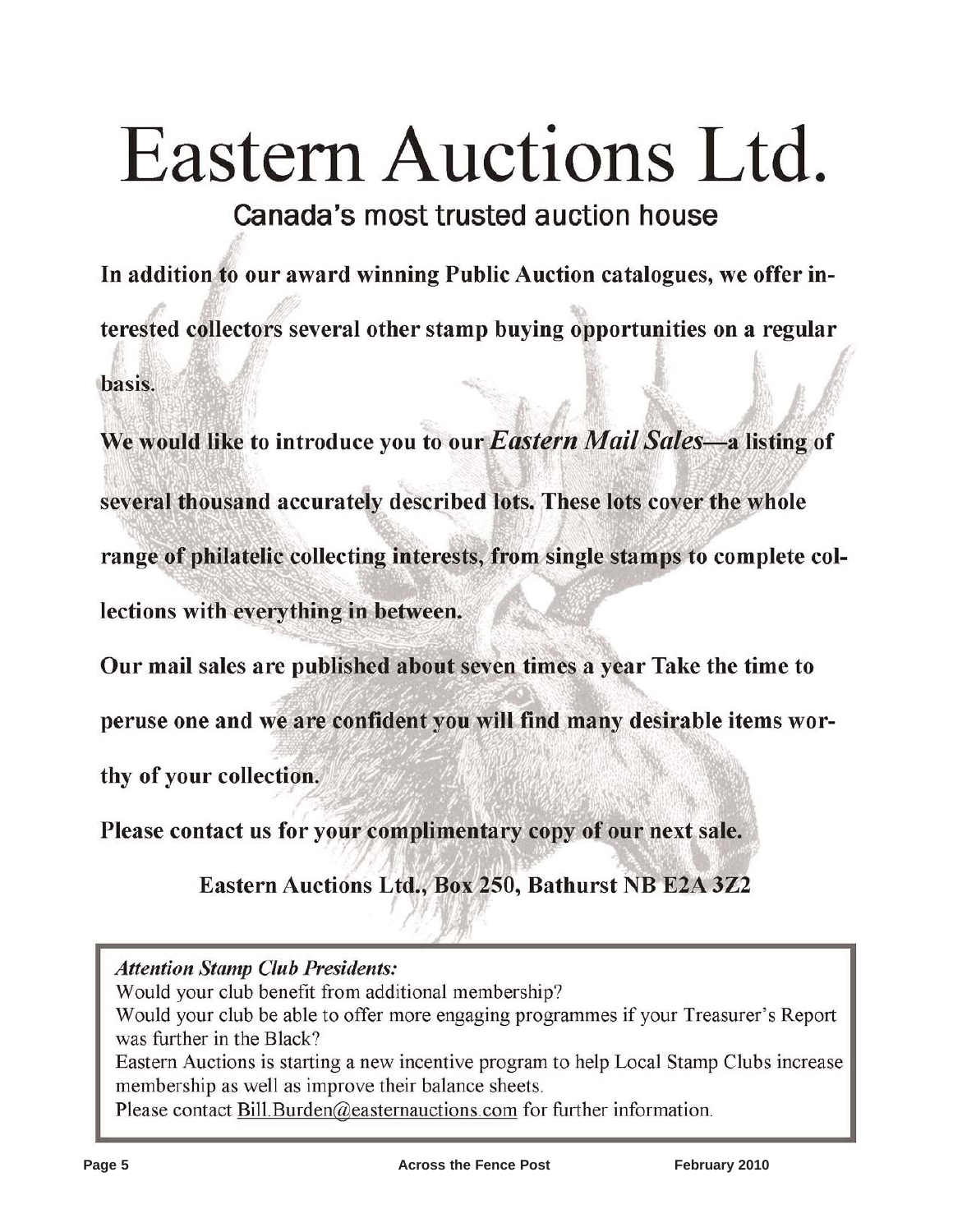# Eastern Auctions Ltd.

## Canada's most trusted auction house

**In addition to our award winning Public Auction catalogues, we offer interested collectors several other stamp buying opportunities on a regular basis.**

**We would like to introduce you to our *Eastern Mail Sales*—a listing of several thousand accurately described lots. These lots cover the whole range of philatelic collecting interests, from single stamps to complete collections with everything in between.**

**Our mail sales are published about seven times a year Take the time to peruse one and we are confident you will find many desirable items worthy of your collection.**

**Please contact us for your complimentary copy of our next sale.**

**Eastern Auctions Ltd., Box 250, Bathurst NB E2A 3Z2**

---

***Attention Stamp Club Presidents:***

Would your club benefit from additional membership?

Would your club be able to offer more engaging programmes if your Treasurer's Report was further in the Black?

Eastern Auctions is starting a new incentive program to help Local Stamp Clubs increase membership as well as improve their balance sheets.

Please contact Bill.Burden@easternauctions.com for further information.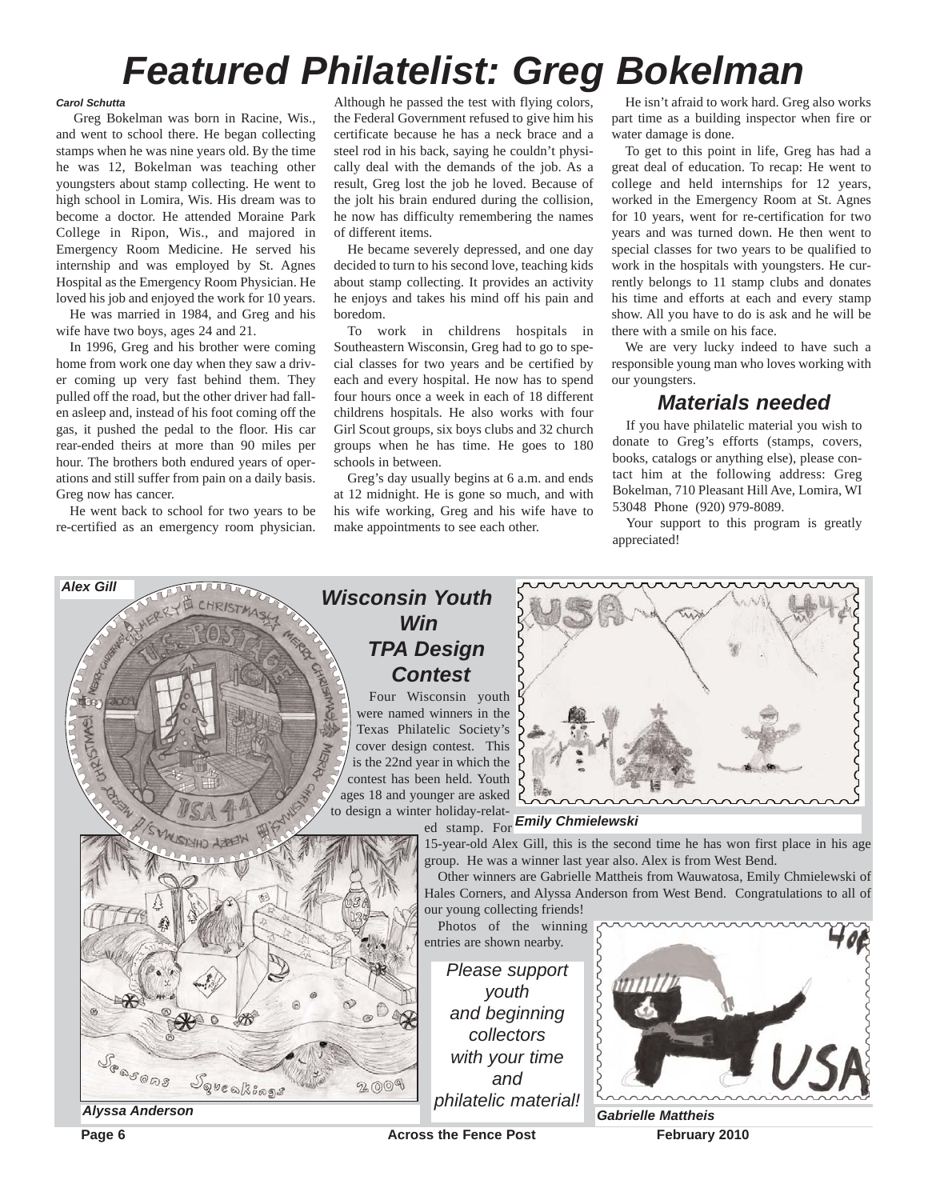# Featured Philatelist: Greg Bokelman

***Carol Schutta***

Greg Bokelman was born in Racine, Wis., and went to school there. He began collecting stamps when he was nine years old. By the time he was 12, Bokelman was teaching other youngsters about stamp collecting. He went to high school in Lomira, Wis. His dream was to become a doctor. He attended Moraine Park College in Ripon, Wis., and majored in Emergency Room Medicine. He served his internship and was employed by St. Agnes Hospital as the Emergency Room Physician. He loved his job and enjoyed the work for 10 years.

He was married in 1984, and Greg and his wife have two boys, ages 24 and 21.

In 1996, Greg and his brother were coming home from work one day when they saw a driver coming up very fast behind them. They pulled off the road, but the other driver had fallen asleep and, instead of his foot coming off the gas, it pushed the pedal to the floor. His car rear-ended theirs at more than 90 miles per hour. The brothers both endured years of operations and still suffer from pain on a daily basis. Greg now has cancer.

He went back to school for two years to be re-certified as an emergency room physician. Although he passed the test with flying colors, the Federal Government refused to give him his certificate because he has a neck brace and a steel rod in his back, saying he couldn't physically deal with the demands of the job. As a result, Greg lost the job he loved. Because of the jolt his brain endured during the collision, he now has difficulty remembering the names of different items.

He became severely depressed, and one day decided to turn to his second love, teaching kids about stamp collecting. It provides an activity he enjoys and takes his mind off his pain and boredom.

To work in childrens hospitals in Southeastern Wisconsin, Greg had to go to special classes for two years and be certified by each and every hospital. He now has to spend four hours once a week in each of 18 different childrens hospitals. He also works with four Girl Scout groups, six boys clubs and 32 church groups when he has time. He goes to 180 schools in between.

Greg's day usually begins at 6 a.m. and ends at 12 midnight. He is gone so much, and with his wife working, Greg and his wife have to make appointments to see each other.

He isn't afraid to work hard. Greg also works part time as a building inspector when fire or water damage is done.

To get to this point in life, Greg has had a great deal of education. To recap: He went to college and held internships for 12 years, worked in the Emergency Room at St. Agnes for 10 years, went for re-certification for two years and was turned down. He then went to special classes for two years to be qualified to work in the hospitals with youngsters. He currently belongs to 11 stamp clubs and donates his time and efforts at each and every stamp show. All you have to do is ask and he will be there with a smile on his face.

We are very lucky indeed to have such a responsible young man who loves working with our youngsters.

## *Materials needed*

If you have philatelic material you wish to donate to Greg's efforts (stamps, covers, books, catalogs or anything else), please contact him at the following address: Greg Bokelman, 710 Pleasant Hill Ave, Lomira, WI 53048 Phone (920) 979-8089.

Your support to this program is greatly appreciated!

## *Wisconsin Youth Win TPA Design Contest*

Four Wisconsin youth were named winners in the Texas Philatelic Society's cover design contest. This is the 22nd year in which the contest has been held. Youth ages 18 and younger are asked to design a winter holiday-related stamp. For 15-year-old Alex Gill, this is the second time he has won first place in his age group. He was a winner last year also. Alex is from West Bend.

Other winners are Gabrielle Mattheis from Wauwatosa, Emily Chmielewski of Hales Corners, and Alyssa Anderson from West Bend. Congratulations to all of our young collecting friends!

Photos of the winning entries are shown nearby.

***Alex Gill***

***Emily Chmielewski***

***Alyssa Anderson***

***Gabrielle Mattheis***

*Please support youth and beginning collectors with your time and philatelic material!*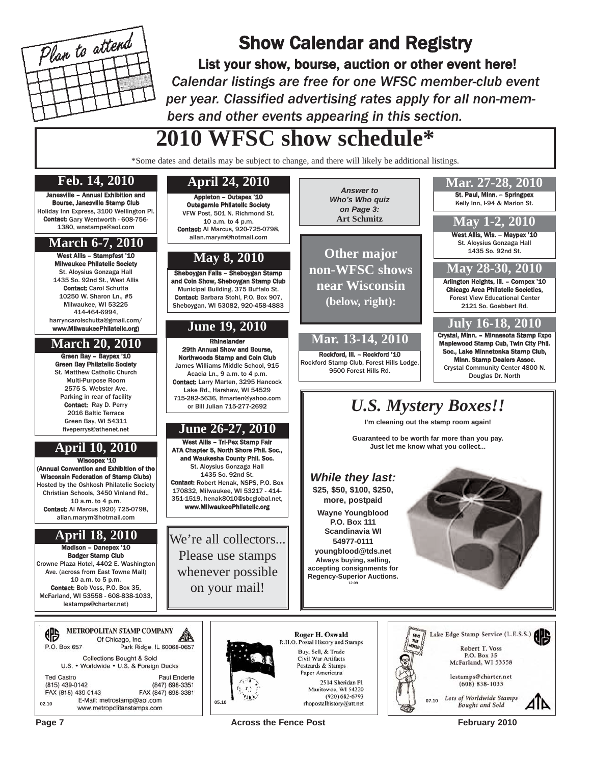Plan to attend

# Show Calendar and Registry

**List your show, bourse, auction or other event here!**

*Calendar listings are free for one WFSC member-club event per year. Classified advertising rates apply for all non-members and other events appearing in this section.*

# 2010 WFSC show schedule*

*Some dates and details may be subject to change, and there will likely be additional listings.

## Feb. 14, 2010

**Janesville – Annual Exhibition and Bourse, Janesville Stamp Club**
Holiday Inn Express, 3100 Wellington Pl.
**Contact:** Gary Wentworth - 608-756-1380, wnstamps@aol.com

## March 6-7, 2010

**West Allis – Stampfest '10**
**Milwaukee Philatelic Society**
St. Aloysius Gonzaga Hall
1435 So. 92nd St., West Allis
**Contact:** Carol Schutta
10250 W. Sharon Ln., #5
Milwaukee, WI 53225
414-464-6994,
harrycarolschutta@gmail.com/
**www.MilwaukeePhilatelic.org)**

## March 20, 2010

**Green Bay – Baypex '10**
**Green Bay Philatelic Society**
St. Matthew Catholic Church
Multi-Purpose Room
2575 S. Webster Ave.
Parking in rear of facility
**Contact:** Ray D. Perry
2016 Baltic Terrace
Green Bay, WI 54311
fiveperrys@athenet.net

## April 10, 2010

**Wiscopex '10**
**(Annual Convention and Exhibition of the Wisconsin Federation of Stamp Clubs)**
Hosted by the Oshkosh Philatelic Society
Christian Schools, 3450 Vinland Rd.,
10 a.m. to 4 p.m.
**Contact:** Al Marcus (920) 725-0798,
allan.marym@hotmail.com

## April 18, 2010

**Madison – Danepex '10**
**Badger Stamp Club**
Crowne Plaza Hotel, 4402 E. Washington Ave. (across from East Towne Mall)
10 a.m. to 5 p.m.
**Contact:** Bob Voss, P.O. Box 35,
McFarland, WI 53558 - 608-838-1033,
lestamps@charter.net)

## April 24, 2010

**Appleton – Outapex '10**
**Outagamie Philatelic Society**
VFW Post, 501 N. Richmond St.
10 a.m. to 4 p.m.
**Contact:** Al Marcus, 920-725-0798,
allan.marym@hotmail.com

## May 8, 2010

**Sheboygan Falls – Sheboygan Stamp and Coin Show, Sheboygan Stamp Club**
Municipal Building, 375 Buffalo St.
**Contact:** Barbara Stohl, P.O. Box 907,
Sheboygan, WI 53082, 920-458-4883

## June 19, 2010

**Rhinelander**
**29th Annual Show and Bourse,**
**Northwoods Stamp and Coin Club**
James Williams Middle School, 915
Acacia Ln., 9 a.m. to 4 p.m.
**Contact:** Larry Marten, 3295 Hancock
Lake Rd., Harshaw, WI 54529
715-282-5636, lfmarten@yahoo.com
or Bill Julian 715-277-2692

## June 26-27, 2010

**West Allis – Tri-Pex Stamp Fair**
**ATA Chapter 5, North Shore Phil. Soc., and Waukesha County Phil. Soc.**
St. Aloysius Gonzaga Hall
1435 So. 92nd St.
**Contact:** Robert Henak, NSPS, P.O. Box 170832, Milwaukee, WI 53217 - 414-351-1519, henak8010@sbcglobal.net,
**www.MilwaukeePhilatelic.org**

We're all collectors... Please use stamps whenever possible on your mail!

***Answer to Who's Who quiz on Page 3:***
**Art Schmitz**

## Other major non-WFSC shows near Wisconsin (below, right):

## Mar. 13-14, 2010

**Rockford, Ill. – Rockford '10**
Rockford Stamp Club, Forest Hills Lodge,
9500 Forest Hills Rd.

## Mar. 27-28, 2010

**St. Paul, Minn. – Springpex**
Kelly Inn, I-94 & Marion St.

## May 1-2, 2010

**West Allis, Wis. – Maypex '10**
St. Aloysius Gonzaga Hall
1435 So. 92nd St.

## May 28-30, 2010

**Arlington Heights, Ill. – Compex '10**
**Chicago Area Philatelic Societies,**
Forest View Educational Center
2121 So. Goebbert Rd.

## July 16-18, 2010

**Crystal, Minn. – Minnesota Stamp Expo**
**Maplewood Stamp Cub, Twin City Phil. Soc., Lake Minnetonka Stamp Club, Minn. Stamp Dealers Assoc.**
Crystal Community Center 4800 N.
Douglas Dr. North

---

## *U.S. Mystery Boxes!!*

**I'm cleaning out the stamp room again!**

**Guaranteed to be worth far more than you pay. Just let me know what you collect...**

***While they last:***
**$25, $50, $100, $250, more, postpaid**

**Wayne Youngblood**
**P.O. Box 111**
**Scandinavia WI**
**54977-0111**
**youngblood@tds.net**
**Always buying, selling, accepting consignments for Regency-Superior Auctions.**
12.09

---

**METROPOLITAN STAMP COMPANY**
Of Chicago, Inc.
P.O. Box 657 Park Ridge, IL 60068-0657
Collections Bought & Sold
U.S. • Worldwide • U.S. & Foreign Ducks
Ted Castro (815) 439-0142 FAX (815) 439-0143
Paul Enderle (847) 698-3351 FAX (847) 698-3381
E-Mail: metrostamp@aol.com
www.metropolitanstamps.com
02.10

---

**Roger H. Oswald**
R.H.O. Postal History and Stamps
Buy, Sell, & Trade
Civil War Artifacts
Postcards & Stamps
Paper Americana
2514 Sheridan Pl.
Manitowoc, WI 54220
(920) 682-6793
rhopostalhistory@att.net
05.10

---

Lake Edge Stamp Service (L.E.S.S.)
Robert T. Voss
P.O. Box 35
McFarland, WI 53558
lestamps@charter.net
(608) 838-1033
*Lots of Worldwide Stamps Bought and Sold*
07.10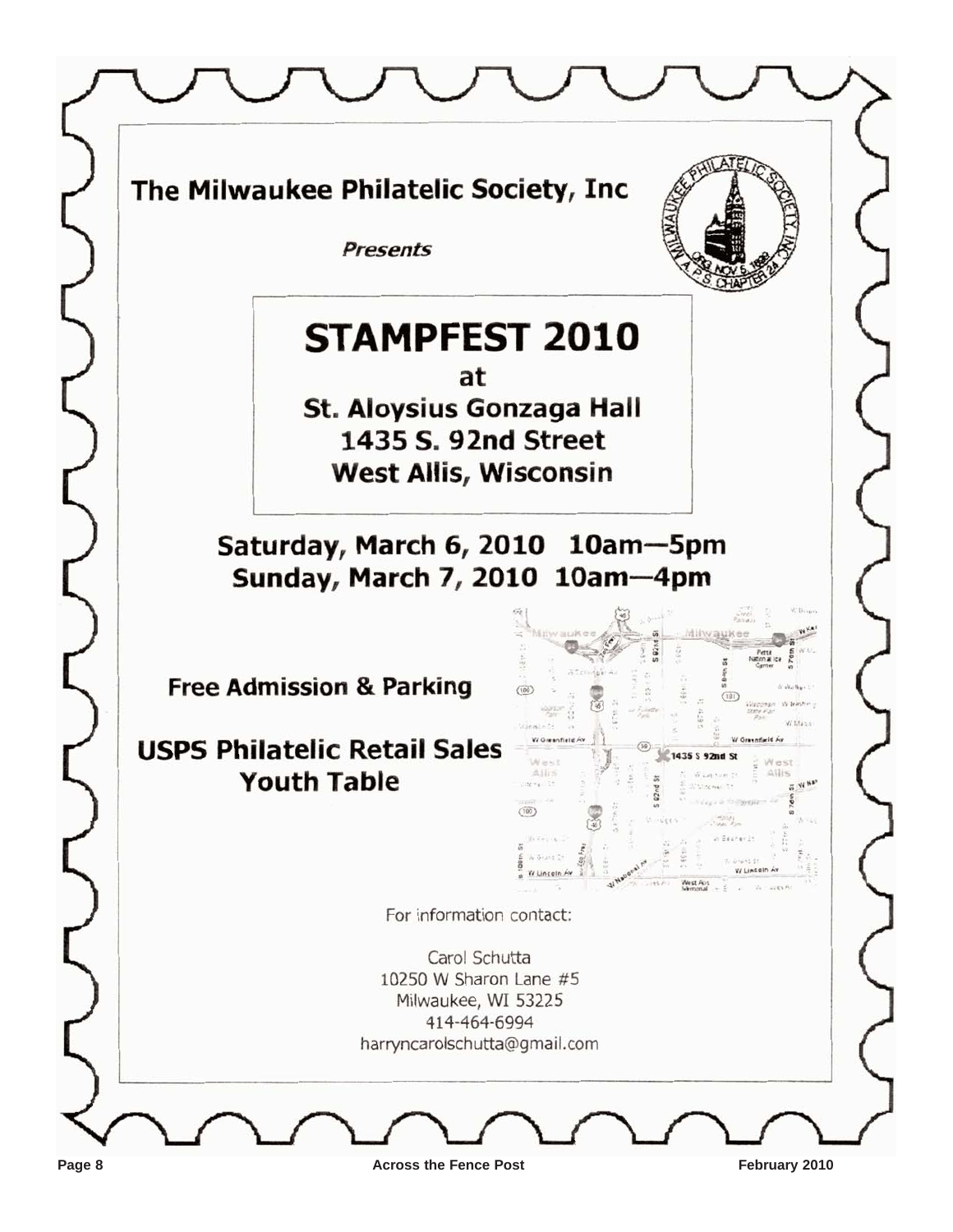# The Milwaukee Philatelic Society, Inc

***Presents***

## STAMPFEST 2010

**at**

**St. Aloysius Gonzaga Hall**
**1435 S. 92nd Street**
**West Allis, Wisconsin**

**Saturday, March 6, 2010 10am—5pm**
**Sunday, March 7, 2010 10am—4pm**

**Free Admission & Parking**

**USPS Philatelic Retail Sales**
**Youth Table**

For information contact:

Carol Schutta
10250 W Sharon Lane #5
Milwaukee, WI 53225
414-464-6994
harryncarolschutta@gmail.com